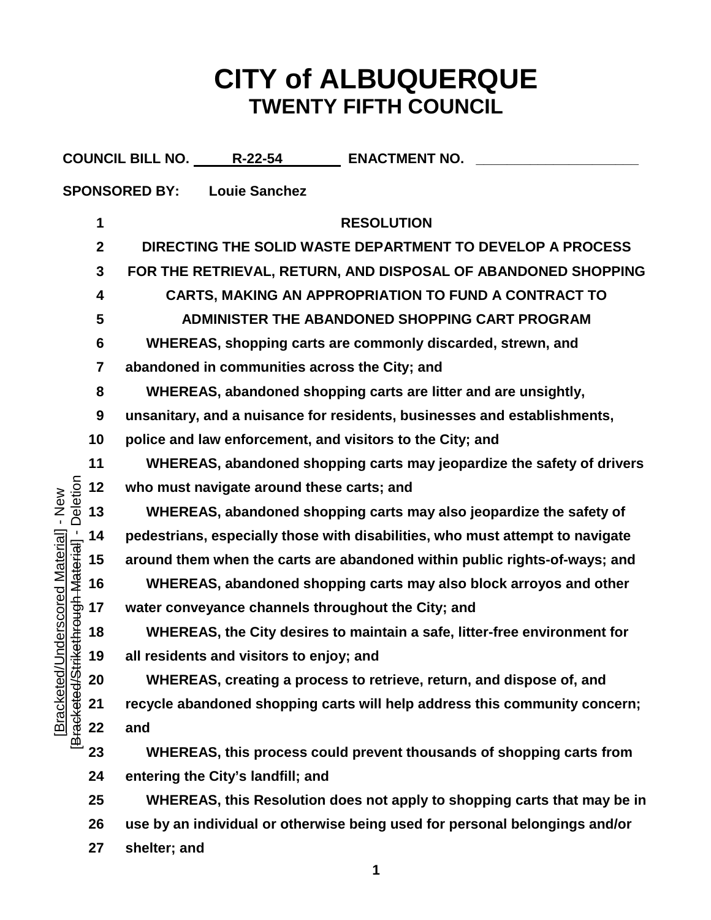# CITY of ALBUQUERQUE
## TWENTY FIFTH COUNCIL

**COUNCIL BILL NO.** R-22-54 **ENACTMENT NO.** ____________________

**SPONSORED BY:** Louie Sanchez

**RESOLUTION**

**DIRECTING THE SOLID WASTE DEPARTMENT TO DEVELOP A PROCESS FOR THE RETRIEVAL, RETURN, AND DISPOSAL OF ABANDONED SHOPPING CARTS, MAKING AN APPROPRIATION TO FUND A CONTRACT TO ADMINISTER THE ABANDONED SHOPPING CART PROGRAM**

WHEREAS, shopping carts are commonly discarded, strewn, and abandoned in communities across the City; and

WHEREAS, abandoned shopping carts are litter and are unsightly, unsanitary, and a nuisance for residents, businesses and establishments, police and law enforcement, and visitors to the City; and

WHEREAS, abandoned shopping carts may jeopardize the safety of drivers who must navigate around these carts; and

WHEREAS, abandoned shopping carts may also jeopardize the safety of pedestrians, especially those with disabilities, who must attempt to navigate around them when the carts are abandoned within public rights-of-ways; and

WHEREAS, abandoned shopping carts may also block arroyos and other water conveyance channels throughout the City; and

WHEREAS, the City desires to maintain a safe, litter-free environment for all residents and visitors to enjoy; and

WHEREAS, creating a process to retrieve, return, and dispose of, and recycle abandoned shopping carts will help address this community concern; and

WHEREAS, this process could prevent thousands of shopping carts from entering the City's landfill; and

WHEREAS, this Resolution does not apply to shopping carts that may be in use by an individual or otherwise being used for personal belongings and/or shelter; and

[Bracketed/Underscored Material] - New
[Bracketed/Strikethrough Material] - Deletion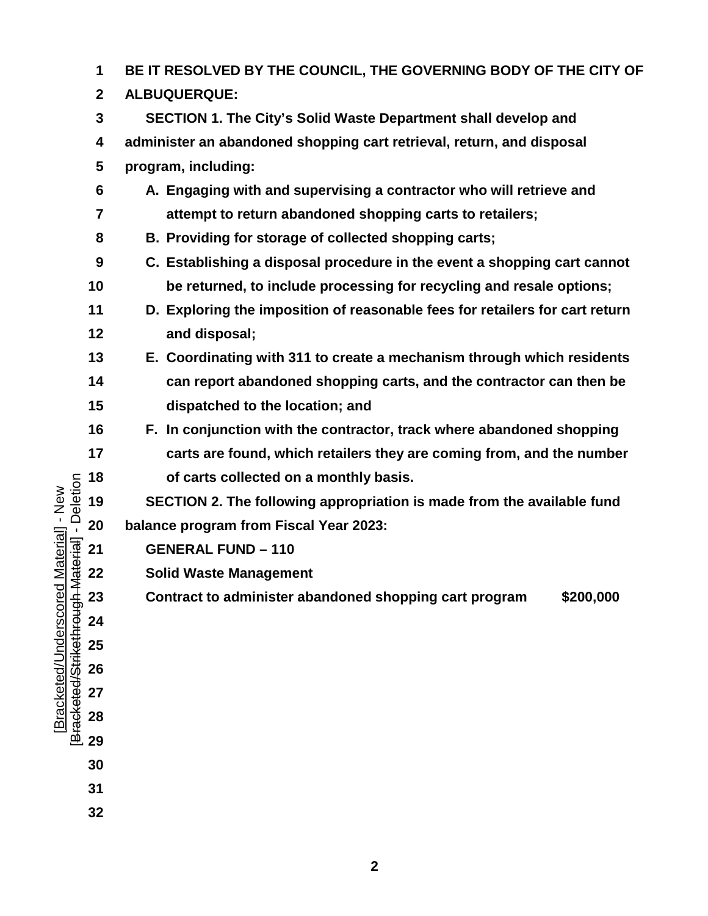**BE IT RESOLVED BY THE COUNCIL, THE GOVERNING BODY OF THE CITY OF ALBUQUERQUE:**

**SECTION 1. The City's Solid Waste Department shall develop and administer an abandoned shopping cart retrieval, return, and disposal program, including:**

**A. Engaging with and supervising a contractor who will retrieve and attempt to return abandoned shopping carts to retailers;**

**B. Providing for storage of collected shopping carts;**

**C. Establishing a disposal procedure in the event a shopping cart cannot be returned, to include processing for recycling and resale options;**

**D. Exploring the imposition of reasonable fees for retailers for cart return and disposal;**

**E. Coordinating with 311 to create a mechanism through which residents can report abandoned shopping carts, and the contractor can then be dispatched to the location; and**

**F. In conjunction with the contractor, track where abandoned shopping carts are found, which retailers they are coming from, and the number of carts collected on a monthly basis.**

**SECTION 2. The following appropriation is made from the available fund balance program from Fiscal Year 2023:**

**GENERAL FUND – 110**

**Solid Waste Management**

**Contract to administer abandoned shopping cart program $200,000**

[Bracketed/Underscored Material] - New
[Bracketed/Strikethrough Material] - Deletion